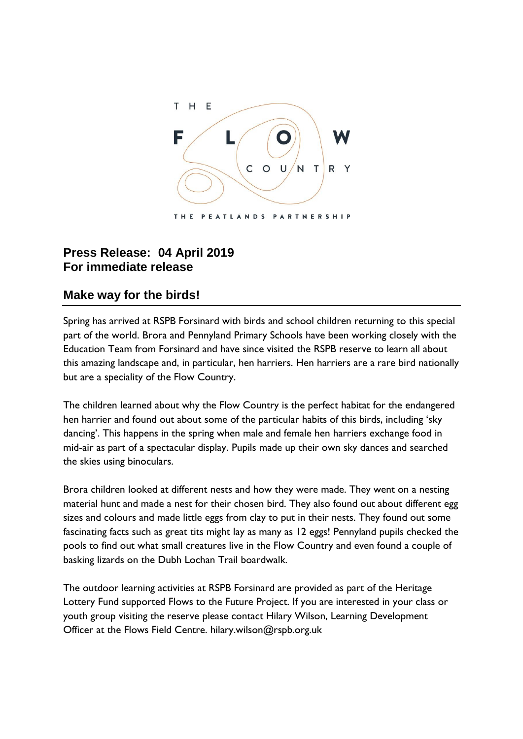THE FLOW COUNTRY

THE PEATLANDS PARTNERSHIP

**Press Release: 04 April 2019**
**For immediate release**

## Make way for the birds!

Spring has arrived at RSPB Forsinard with birds and school children returning to this special part of the world. Brora and Pennyland Primary Schools have been working closely with the Education Team from Forsinard and have since visited the RSPB reserve to learn all about this amazing landscape and, in particular, hen harriers. Hen harriers are a rare bird nationally but are a speciality of the Flow Country.

The children learned about why the Flow Country is the perfect habitat for the endangered hen harrier and found out about some of the particular habits of this birds, including 'sky dancing'. This happens in the spring when male and female hen harriers exchange food in mid-air as part of a spectacular display. Pupils made up their own sky dances and searched the skies using binoculars.

Brora children looked at different nests and how they were made. They went on a nesting material hunt and made a nest for their chosen bird. They also found out about different egg sizes and colours and made little eggs from clay to put in their nests. They found out some fascinating facts such as great tits might lay as many as 12 eggs! Pennyland pupils checked the pools to find out what small creatures live in the Flow Country and even found a couple of basking lizards on the Dubh Lochan Trail boardwalk.

The outdoor learning activities at RSPB Forsinard are provided as part of the Heritage Lottery Fund supported Flows to the Future Project. If you are interested in your class or youth group visiting the reserve please contact Hilary Wilson, Learning Development Officer at the Flows Field Centre. hilary.wilson@rspb.org.uk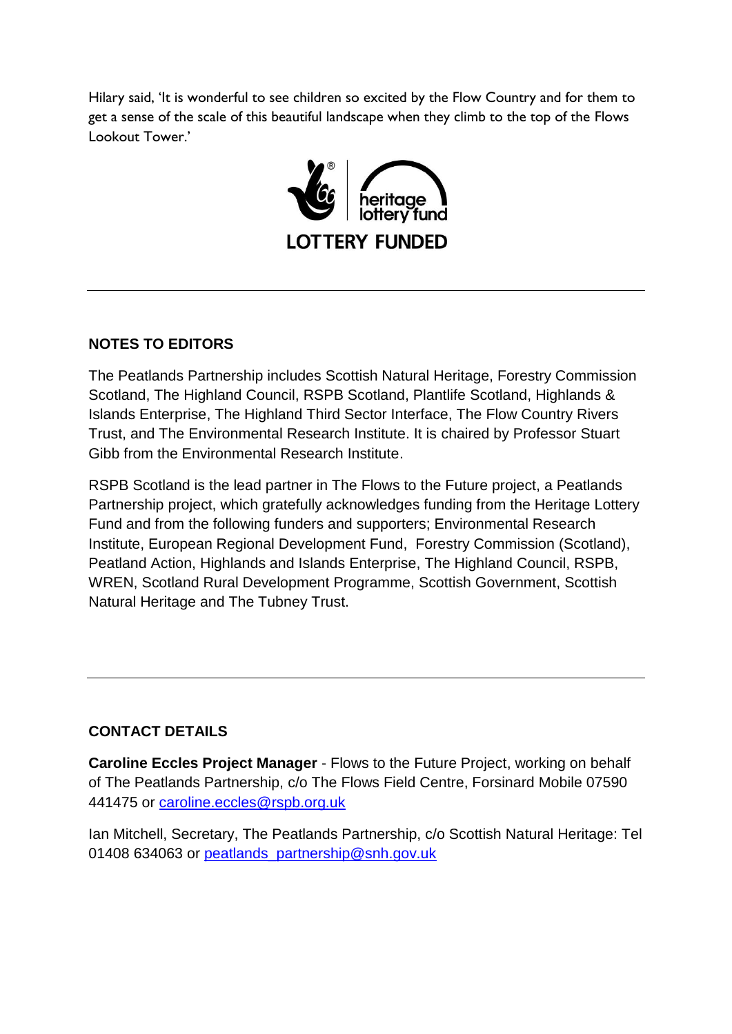Hilary said, 'It is wonderful to see children so excited by the Flow Country and for them to get a sense of the scale of this beautiful landscape when they climb to the top of the Flows Lookout Tower.'

heritage lottery fund

LOTTERY FUNDED

---

**NOTES TO EDITORS**

The Peatlands Partnership includes Scottish Natural Heritage, Forestry Commission Scotland, The Highland Council, RSPB Scotland, Plantlife Scotland, Highlands & Islands Enterprise, The Highland Third Sector Interface, The Flow Country Rivers Trust, and The Environmental Research Institute. It is chaired by Professor Stuart Gibb from the Environmental Research Institute.

RSPB Scotland is the lead partner in The Flows to the Future project, a Peatlands Partnership project, which gratefully acknowledges funding from the Heritage Lottery Fund and from the following funders and supporters; Environmental Research Institute, European Regional Development Fund, Forestry Commission (Scotland), Peatland Action, Highlands and Islands Enterprise, The Highland Council, RSPB, WREN, Scotland Rural Development Programme, Scottish Government, Scottish Natural Heritage and The Tubney Trust.

---

**CONTACT DETAILS**

**Caroline Eccles Project Manager** - Flows to the Future Project, working on behalf of The Peatlands Partnership, c/o The Flows Field Centre, Forsinard Mobile 07590 441475 or caroline.eccles@rspb.org.uk

Ian Mitchell, Secretary, The Peatlands Partnership, c/o Scottish Natural Heritage: Tel 01408 634063 or peatlands_partnership@snh.gov.uk